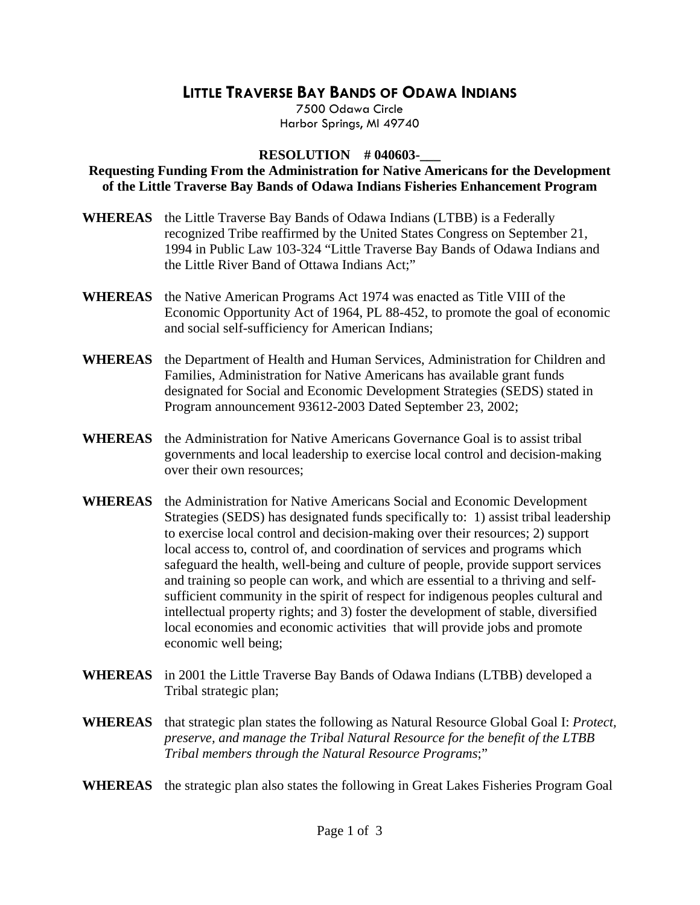# LITTLE TRAVERSE BAY BANDS OF ODAWA INDIANS

7500 Odawa Circle
Harbor Springs, MI 49740

**RESOLUTION # 040603-___**

**Requesting Funding From the Administration for Native Americans for the Development of the Little Traverse Bay Bands of Odawa Indians Fisheries Enhancement Program**

**WHEREAS** the Little Traverse Bay Bands of Odawa Indians (LTBB) is a Federally recognized Tribe reaffirmed by the United States Congress on September 21, 1994 in Public Law 103-324 "Little Traverse Bay Bands of Odawa Indians and the Little River Band of Ottawa Indians Act;"

**WHEREAS** the Native American Programs Act 1974 was enacted as Title VIII of the Economic Opportunity Act of 1964, PL 88-452, to promote the goal of economic and social self-sufficiency for American Indians;

**WHEREAS** the Department of Health and Human Services, Administration for Children and Families, Administration for Native Americans has available grant funds designated for Social and Economic Development Strategies (SEDS) stated in Program announcement 93612-2003 Dated September 23, 2002;

**WHEREAS** the Administration for Native Americans Governance Goal is to assist tribal governments and local leadership to exercise local control and decision-making over their own resources;

**WHEREAS** the Administration for Native Americans Social and Economic Development Strategies (SEDS) has designated funds specifically to: 1) assist tribal leadership to exercise local control and decision-making over their resources; 2) support local access to, control of, and coordination of services and programs which safeguard the health, well-being and culture of people, provide support services and training so people can work, and which are essential to a thriving and self-sufficient community in the spirit of respect for indigenous peoples cultural and intellectual property rights; and 3) foster the development of stable, diversified local economies and economic activities that will provide jobs and promote economic well being;

**WHEREAS** in 2001 the Little Traverse Bay Bands of Odawa Indians (LTBB) developed a Tribal strategic plan;

**WHEREAS** that strategic plan states the following as Natural Resource Global Goal I: *Protect, preserve, and manage the Tribal Natural Resource for the benefit of the LTBB Tribal members through the Natural Resource Programs*;"

**WHEREAS** the strategic plan also states the following in Great Lakes Fisheries Program Goal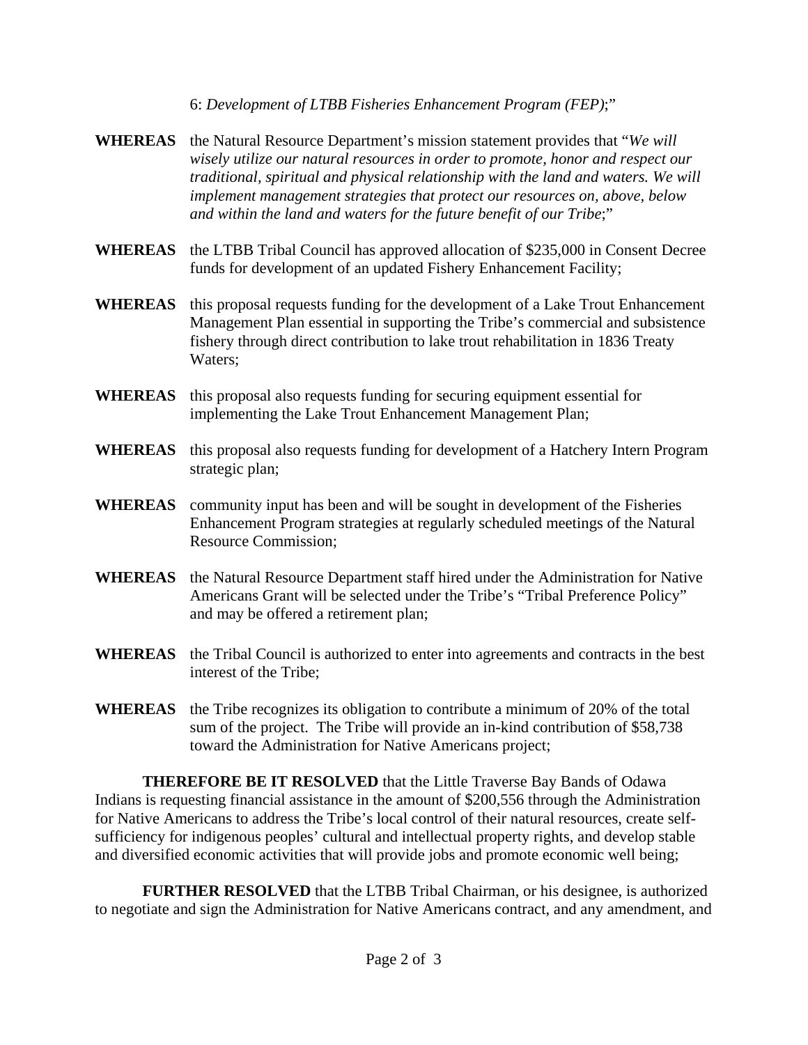6: *Development of LTBB Fisheries Enhancement Program (FEP)*;"

**WHEREAS** the Natural Resource Department's mission statement provides that "*We will wisely utilize our natural resources in order to promote, honor and respect our traditional, spiritual and physical relationship with the land and waters. We will implement management strategies that protect our resources on, above, below and within the land and waters for the future benefit of our Tribe*;"

**WHEREAS** the LTBB Tribal Council has approved allocation of $235,000 in Consent Decree funds for development of an updated Fishery Enhancement Facility;

**WHEREAS** this proposal requests funding for the development of a Lake Trout Enhancement Management Plan essential in supporting the Tribe's commercial and subsistence fishery through direct contribution to lake trout rehabilitation in 1836 Treaty Waters;

**WHEREAS** this proposal also requests funding for securing equipment essential for implementing the Lake Trout Enhancement Management Plan;

**WHEREAS** this proposal also requests funding for development of a Hatchery Intern Program strategic plan;

**WHEREAS** community input has been and will be sought in development of the Fisheries Enhancement Program strategies at regularly scheduled meetings of the Natural Resource Commission;

**WHEREAS** the Natural Resource Department staff hired under the Administration for Native Americans Grant will be selected under the Tribe's "Tribal Preference Policy" and may be offered a retirement plan;

**WHEREAS** the Tribal Council is authorized to enter into agreements and contracts in the best interest of the Tribe;

**WHEREAS** the Tribe recognizes its obligation to contribute a minimum of 20% of the total sum of the project. The Tribe will provide an in-kind contribution of $58,738 toward the Administration for Native Americans project;

**THEREFORE BE IT RESOLVED** that the Little Traverse Bay Bands of Odawa Indians is requesting financial assistance in the amount of $200,556 through the Administration for Native Americans to address the Tribe's local control of their natural resources, create self-sufficiency for indigenous peoples' cultural and intellectual property rights, and develop stable and diversified economic activities that will provide jobs and promote economic well being;

**FURTHER RESOLVED** that the LTBB Tribal Chairman, or his designee, is authorized to negotiate and sign the Administration for Native Americans contract, and any amendment, and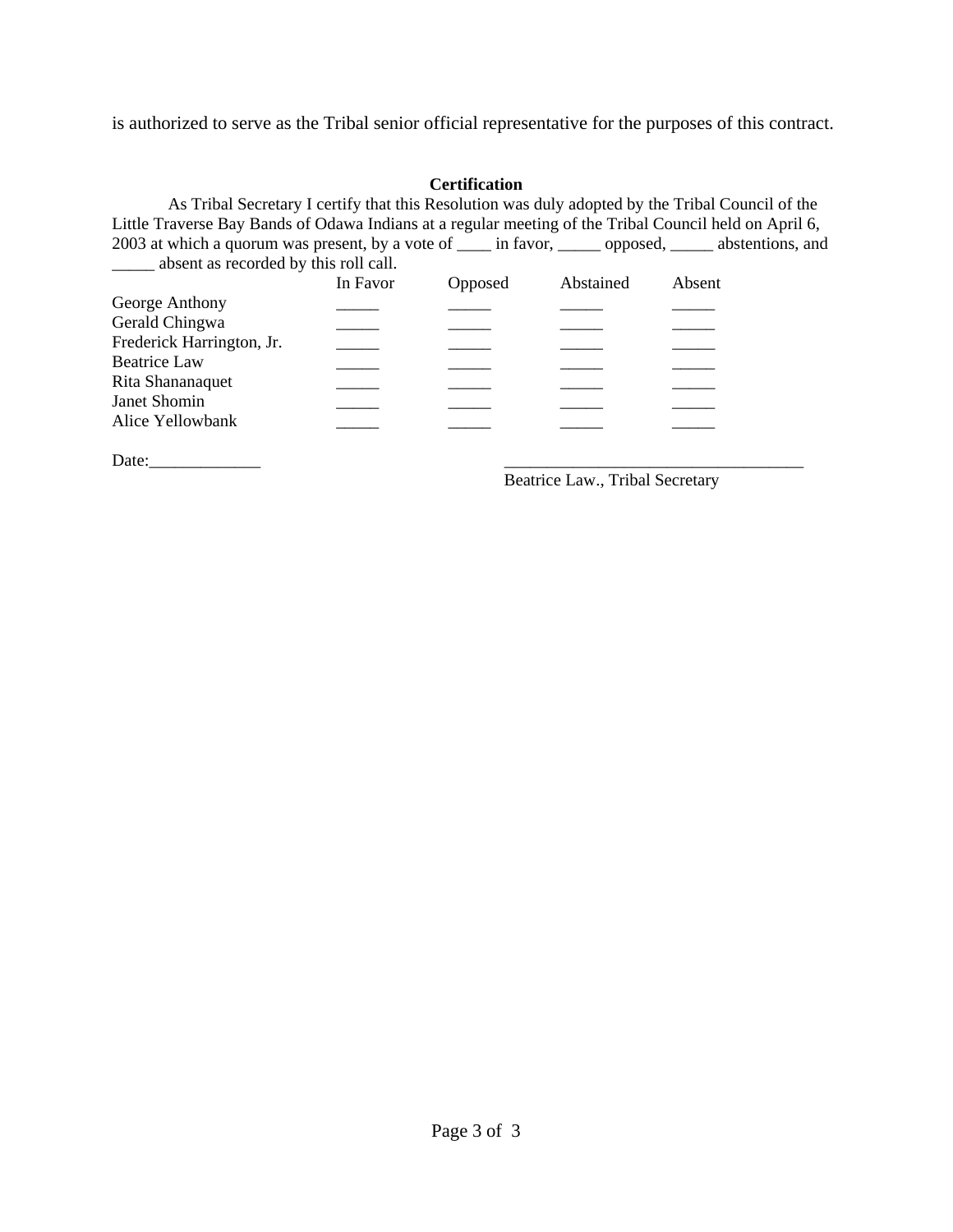is authorized to serve as the Tribal senior official representative for the purposes of this contract.

**Certification**

As Tribal Secretary I certify that this Resolution was duly adopted by the Tribal Council of the Little Traverse Bay Bands of Odawa Indians at a regular meeting of the Tribal Council held on April 6, 2003 at which a quorum was present, by a vote of ____ in favor, _____ opposed, _____ abstentions, and _____ absent as recorded by this roll call.

| | In Favor | Opposed | Abstained | Absent |
|---|---|---|---|---|
| George Anthony | _____ | _____ | _____ | _____ |
| Gerald Chingwa | _____ | _____ | _____ | _____ |
| Frederick Harrington, Jr. | _____ | _____ | _____ | _____ |
| Beatrice Law | _____ | _____ | _____ | _____ |
| Rita Shananaquet | _____ | _____ | _____ | _____ |
| Janet Shomin | _____ | _____ | _____ | _____ |
| Alice Yellowbank | _____ | _____ | _____ | _____ |

Date:_____________

___________________________________
Beatrice Law., Tribal Secretary